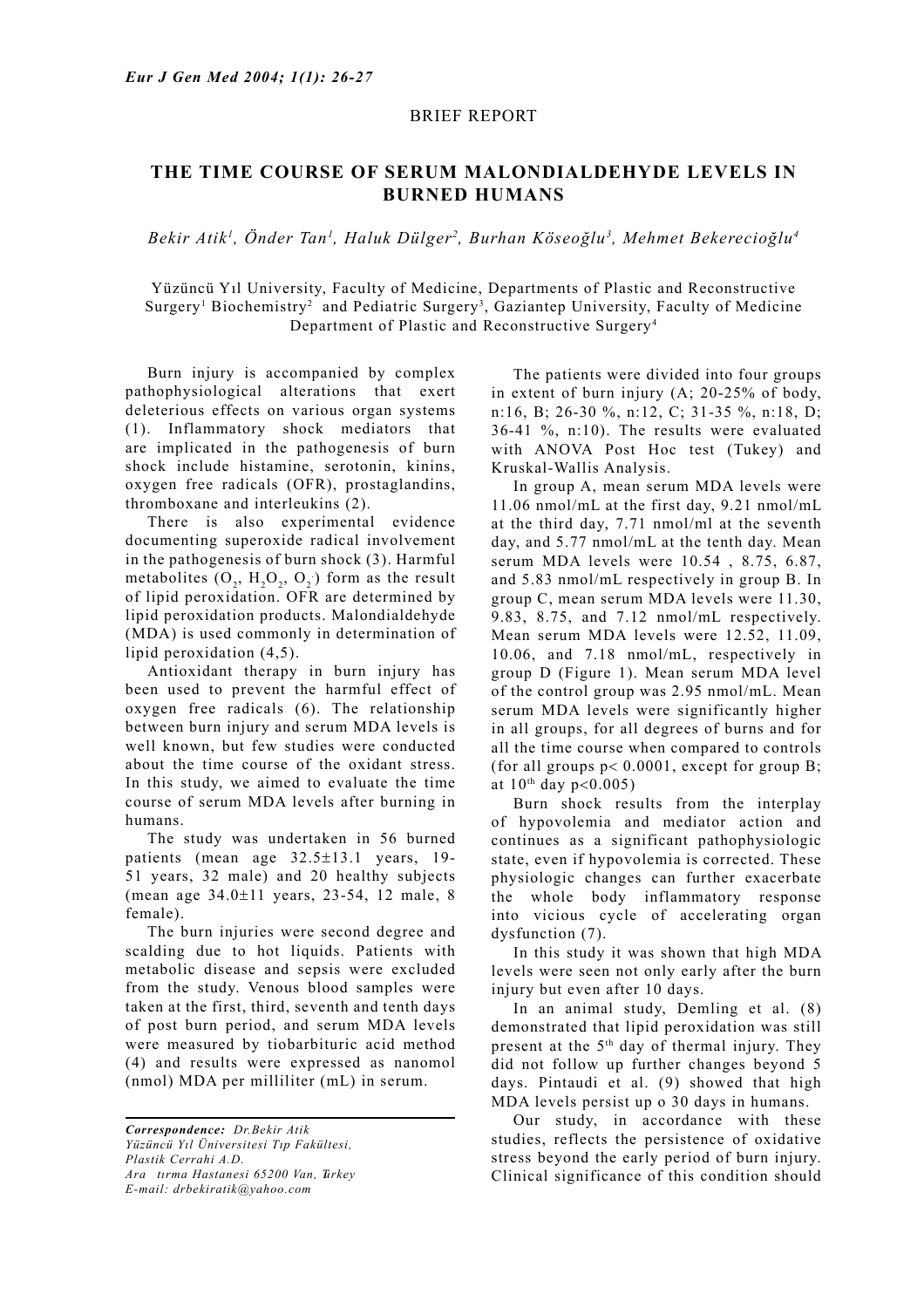BRIEF REPORT

# THE TIME COURSE OF SERUM MALONDIALDEHYDE LEVELS IN BURNED HUMANS

*Bekir Atik[1], Önder Tan[1], Haluk Dülger[2], Burhan Köseoğlu[3], Mehmet Bekerecioğlu[4]*

Yüzüncü Yıl University, Faculty of Medicine, Departments of Plastic and Reconstructive Surgery[1] Biochemistry[2] and Pediatric Surgery[3], Gaziantep University, Faculty of Medicine Department of Plastic and Reconstructive Surgery[4]

Burn injury is accompanied by complex pathophysiological alterations that exert deleterious effects on various organ systems (1). Inflammatory shock mediators that are implicated in the pathogenesis of burn shock include histamine, serotonin, kinins, oxygen free radicals (OFR), prostaglandins, thromboxane and interleukins (2).

There is also experimental evidence documenting superoxide radical involvement in the pathogenesis of burn shock (3). Harmful metabolites ($O_2$, $H_2O_2$, $O_2^-$) form as the result of lipid peroxidation. OFR are determined by lipid peroxidation products. Malondialdehyde (MDA) is used commonly in determination of lipid peroxidation (4,5).

Antioxidant therapy in burn injury has been used to prevent the harmful effect of oxygen free radicals (6). The relationship between burn injury and serum MDA levels is well known, but few studies were conducted about the time course of the oxidant stress. In this study, we aimed to evaluate the time course of serum MDA levels after burning in humans.

The study was undertaken in 56 burned patients (mean age 32.5±13.1 years, 19-51 years, 32 male) and 20 healthy subjects (mean age 34.0±11 years, 23-54, 12 male, 8 female).

The burn injuries were second degree and scalding due to hot liquids. Patients with metabolic disease and sepsis were excluded from the study. Venous blood samples were taken at the first, third, seventh and tenth days of post burn period, and serum MDA levels were measured by tiobarbituric acid method (4) and results were expressed as nanomol (nmol) MDA per milliliter (mL) in serum.

The patients were divided into four groups in extent of burn injury (A; 20-25% of body, n:16, B; 26-30 %, n:12, C; 31-35 %, n:18, D; 36-41 %, n:10). The results were evaluated with ANOVA Post Hoc test (Tukey) and Kruskal-Wallis Analysis.

In group A, mean serum MDA levels were 11.06 nmol/mL at the first day, 9.21 nmol/mL at the third day, 7.71 nmol/ml at the seventh day, and 5.77 nmol/mL at the tenth day. Mean serum MDA levels were 10.54 , 8.75, 6.87, and 5.83 nmol/mL respectively in group B. In group C, mean serum MDA levels were 11.30, 9.83, 8.75, and 7.12 nmol/mL respectively. Mean serum MDA levels were 12.52, 11.09, 10.06, and 7.18 nmol/mL, respectively in group D (Figure 1). Mean serum MDA level of the control group was 2.95 nmol/mL. Mean serum MDA levels were significantly higher in all groups, for all degrees of burns and for all the time course when compared to controls (for all groups $p< 0.0001$, except for group B; at 10[th] day $p<0.005$)

Burn shock results from the interplay of hypovolemia and mediator action and continues as a significant pathophysiologic state, even if hypovolemia is corrected. These physiologic changes can further exacerbate the whole body inflammatory response into vicious cycle of accelerating organ dysfunction (7).

In this study it was shown that high MDA levels were seen not only early after the burn injury but even after 10 days.

In an animal study, Demling et al. (8) demonstrated that lipid peroxidation was still present at the 5[th] day of thermal injury. They did not follow up further changes beyond 5 days. Pintaudi et al. (9) showed that high MDA levels persist up o 30 days in humans.

Our study, in accordance with these studies, reflects the persistence of oxidative stress beyond the early period of burn injury. Clinical significance of this condition should

---

***Correspondence:*** *Dr.Bekir Atik*
*Yüzüncü Yıl Üniversitesi Tıp Fakültesi,*
*Plastik Cerrahi A.D.*
*Ara tırma Hastanesi 65200 Van, Türkey*
*E-mail: drbekiratik@yahoo.com*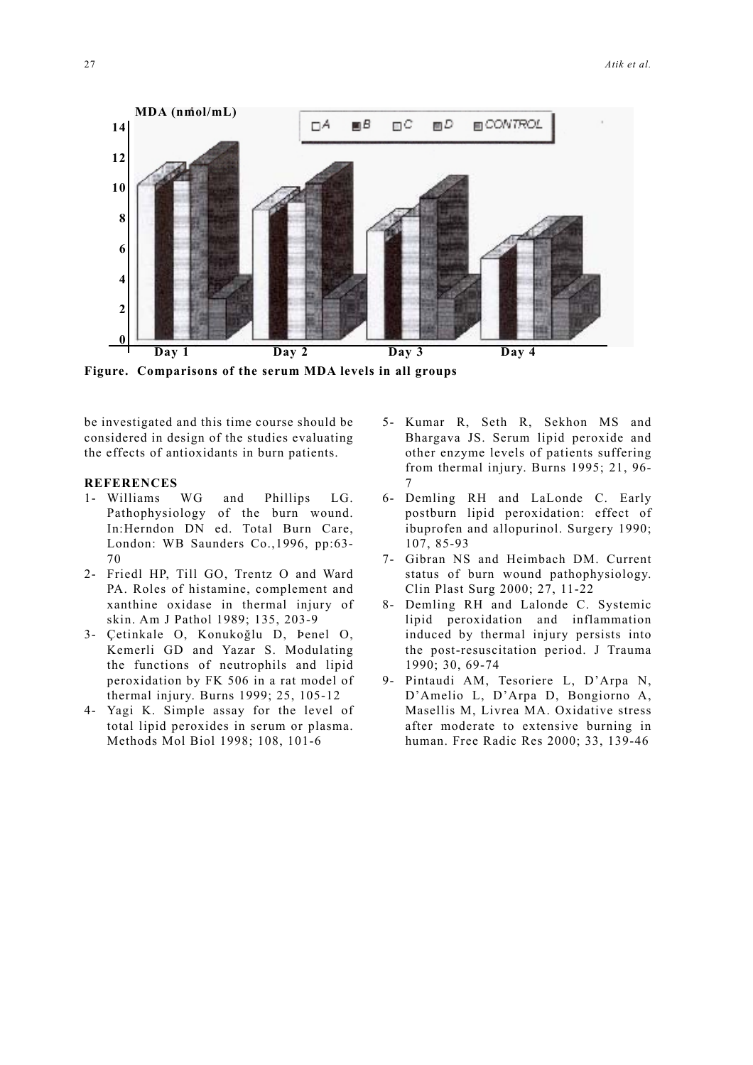MDA (nmol/mL)

14
12
10
8
6
4
2
0

A B C D CONTROL

Day 1 Day 2 Day 3 Day 4

**Figure. Comparisons of the serum MDA levels in all groups**

be investigated and this time course should be considered in design of the studies evaluating the effects of antioxidants in burn patients.

## REFERENCES

1- Williams WG and Phillips LG. Pathophysiology of the burn wound. In:Herndon DN ed. Total Burn Care, London: WB Saunders Co.,1996, pp:63-70

2- Friedl HP, Till GO, Trentz O and Ward PA. Roles of histamine, complement and xanthine oxidase in thermal injury of skin. Am J Pathol 1989; 135, 203-9

3- Çetinkale O, Konukoğlu D, Þenel O, Kemerli GD and Yazar S. Modulating the functions of neutrophils and lipid peroxidation by FK 506 in a rat model of thermal injury. Burns 1999; 25, 105-12

4- Yagi K. Simple assay for the level of total lipid peroxides in serum or plasma. Methods Mol Biol 1998; 108, 101-6

5- Kumar R, Seth R, Sekhon MS and Bhargava JS. Serum lipid peroxide and other enzyme levels of patients suffering from thermal injury. Burns 1995; 21, 96-7

6- Demling RH and LaLonde C. Early postburn lipid peroxidation: effect of ibuprofen and allopurinol. Surgery 1990; 107, 85-93

7- Gibran NS and Heimbach DM. Current status of burn wound pathophysiology. Clin Plast Surg 2000; 27, 11-22

8- Demling RH and Lalonde C. Systemic lipid peroxidation and inflammation induced by thermal injury persists into the post-resuscitation period. J Trauma 1990; 30, 69-74

9- Pintaudi AM, Tesoriere L, D'Arpa N, D'Amelio L, D'Arpa D, Bongiorno A, Masellis M, Livrea MA. Oxidative stress after moderate to extensive burning in human. Free Radic Res 2000; 33, 139-46